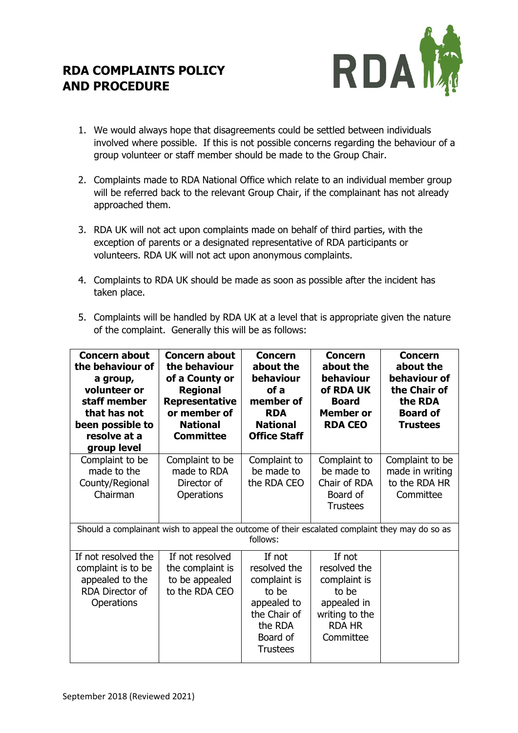# RDA COMPLAINTS POLICY AND PROCEDURE

1. We would always hope that disagreements could be settled between individuals involved where possible. If this is not possible concerns regarding the behaviour of a group volunteer or staff member should be made to the Group Chair.

2. Complaints made to RDA National Office which relate to an individual member group will be referred back to the relevant Group Chair, if the complainant has not already approached them.

3. RDA UK will not act upon complaints made on behalf of third parties, with the exception of parents or a designated representative of RDA participants or volunteers. RDA UK will not act upon anonymous complaints.

4. Complaints to RDA UK should be made as soon as possible after the incident has taken place.

5. Complaints will be handled by RDA UK at a level that is appropriate given the nature of the complaint. Generally this will be as follows:

| **Concern about the behaviour of a group, volunteer or staff member that has not been possible to resolve at a group level** | **Concern about the behaviour of a County or Regional Representative or member of National Committee** | **Concern about the behaviour of a member of RDA National Office Staff** | **Concern about the behaviour of RDA UK Board Member or RDA CEO** | **Concern about the behaviour of the Chair of the RDA Board of Trustees** |
|---|---|---|---|---|
| Complaint to be made to the County/Regional Chairman | Complaint to be made to RDA Director of Operations | Complaint to be made to the RDA CEO | Complaint to be made to Chair of RDA Board of Trustees | Complaint to be made in writing to the RDA HR Committee |
| Should a complainant wish to appeal the outcome of their escalated complaint they may do so as follows: | | | | |
| If not resolved the complaint is to be appealed to the RDA Director of Operations | If not resolved the complaint is to be appealed to the RDA CEO | If not resolved the complaint is to be appealed to the Chair of the RDA Board of Trustees | If not resolved the complaint is to be appealed in writing to the RDA HR Committee | |

September 2018 (Reviewed 2021)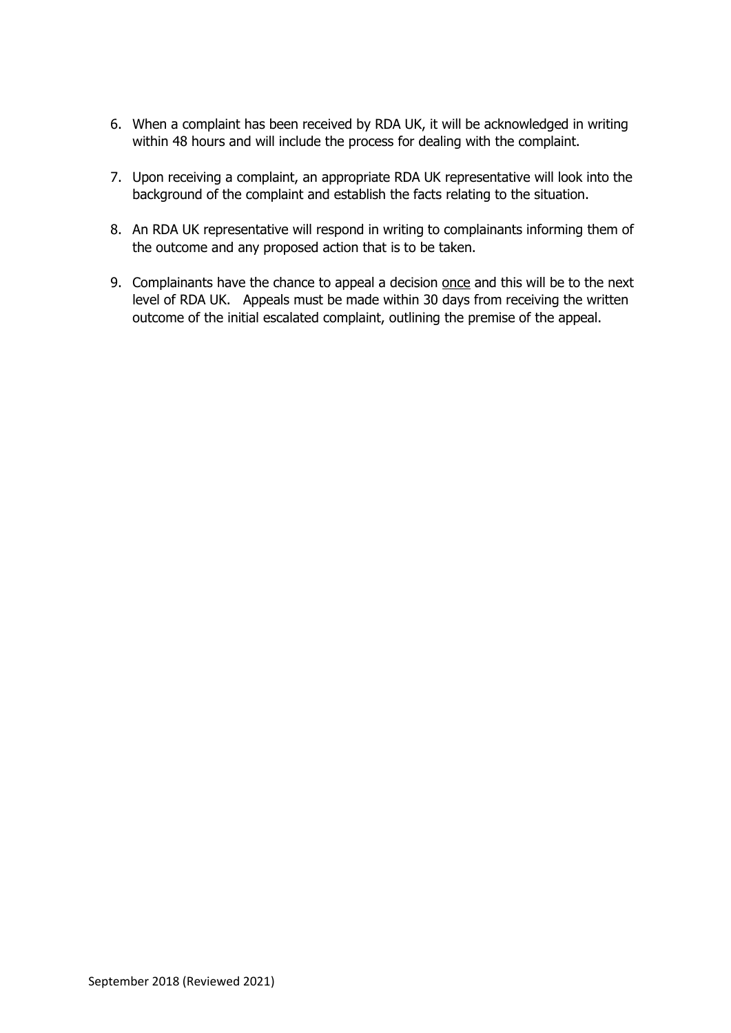6. When a complaint has been received by RDA UK, it will be acknowledged in writing within 48 hours and will include the process for dealing with the complaint.

7. Upon receiving a complaint, an appropriate RDA UK representative will look into the background of the complaint and establish the facts relating to the situation.

8. An RDA UK representative will respond in writing to complainants informing them of the outcome and any proposed action that is to be taken.

9. Complainants have the chance to appeal a decision once and this will be to the next level of RDA UK. Appeals must be made within 30 days from receiving the written outcome of the initial escalated complaint, outlining the premise of the appeal.